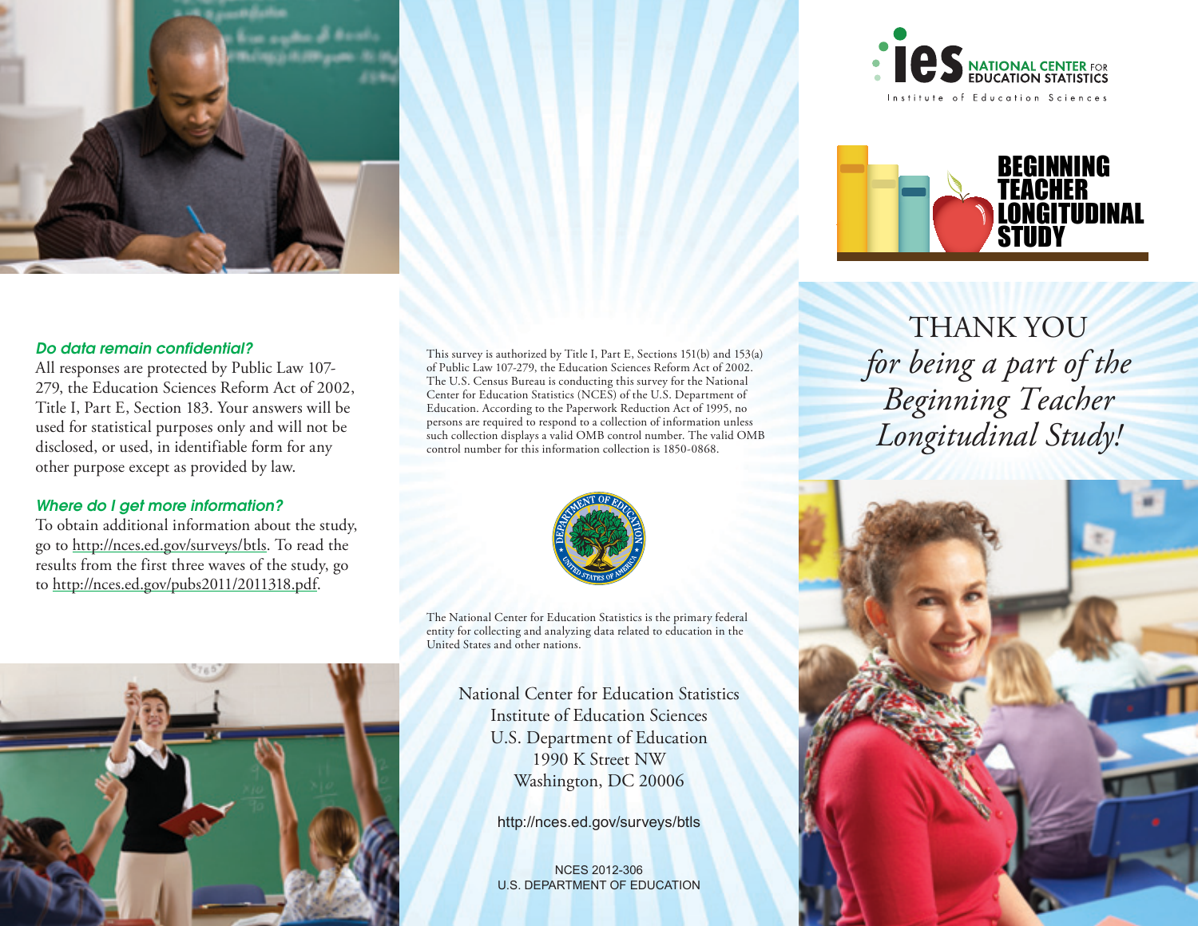### *Do data remain confidential?*

All responses are protected by Public Law 107-279, the Education Sciences Reform Act of 2002, Title I, Part E, Section 183. Your answers will be used for statistical purposes only and will not be disclosed, or used, in identifiable form for any other purpose except as provided by law.

### *Where do I get more information?*

To obtain additional information about the study, go to http://nces.ed.gov/surveys/btls. To read the results from the first three waves of the study, go to http://nces.ed.gov/pubs2011/2011318.pdf.

This survey is authorized by Title I, Part E, Sections 151(b) and 153(a) of Public Law 107-279, the Education Sciences Reform Act of 2002. The U.S. Census Bureau is conducting this survey for the National Center for Education Statistics (NCES) of the U.S. Department of Education. According to the Paperwork Reduction Act of 1995, no persons are required to respond to a collection of information unless such collection displays a valid OMB control number. The valid OMB control number for this information collection is 1850-0868.

The National Center for Education Statistics is the primary federal entity for collecting and analyzing data related to education in the United States and other nations.

National Center for Education Statistics
Institute of Education Sciences
U.S. Department of Education
1990 K Street NW
Washington, DC 20006

http://nces.ed.gov/surveys/btls

NCES 2012-306
U.S. DEPARTMENT OF EDUCATION

ies NATIONAL CENTER FOR EDUCATION STATISTICS
Institute of Education Sciences

# BEGINNING TEACHER LONGITUDINAL STUDY

## THANK YOU *for being a part of the Beginning Teacher Longitudinal Study!*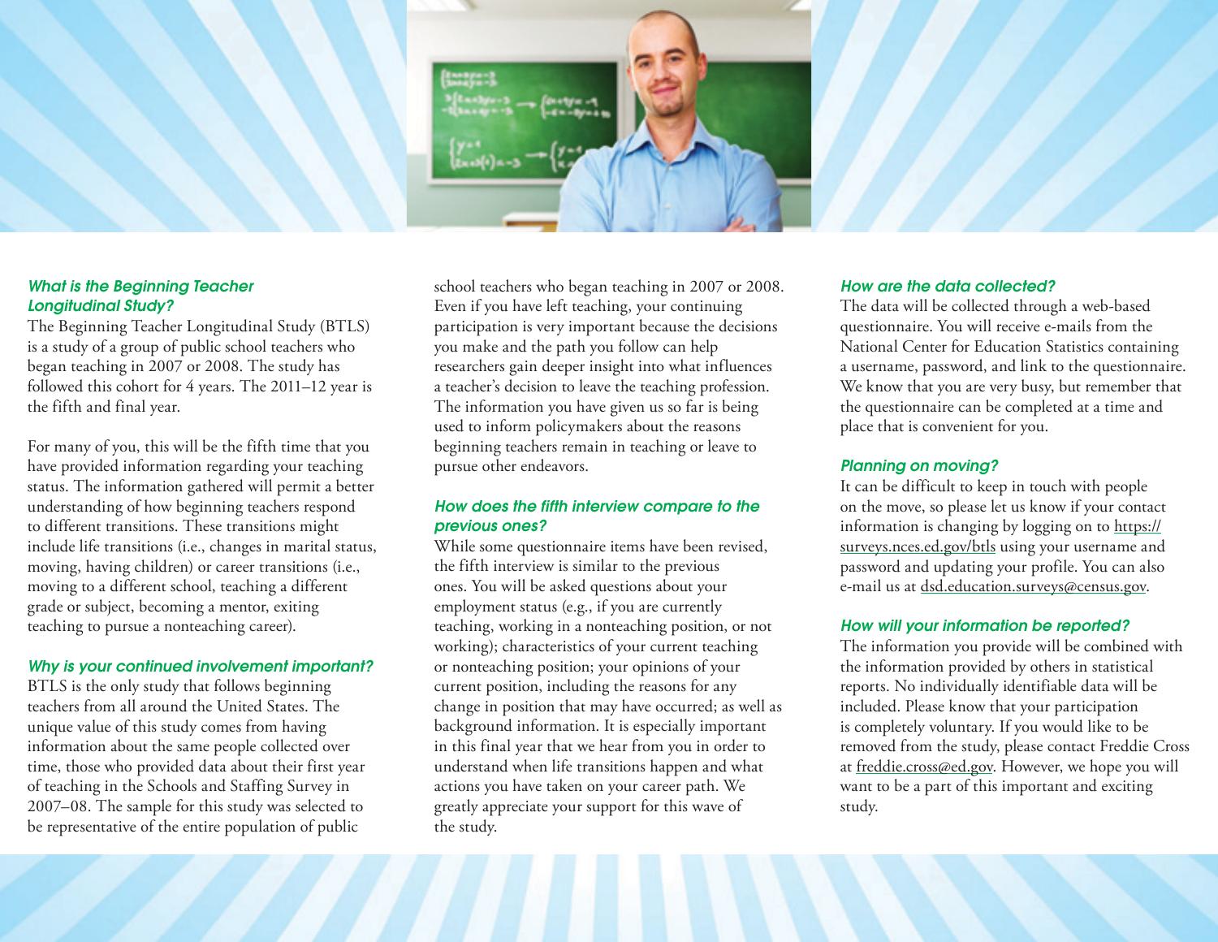### *What is the Beginning Teacher Longitudinal Study?*

The Beginning Teacher Longitudinal Study (BTLS) is a study of a group of public school teachers who began teaching in 2007 or 2008. The study has followed this cohort for 4 years. The 2011–12 year is the fifth and final year.

For many of you, this will be the fifth time that you have provided information regarding your teaching status. The information gathered will permit a better understanding of how beginning teachers respond to different transitions. These transitions might include life transitions (i.e., changes in marital status, moving, having children) or career transitions (i.e., moving to a different school, teaching a different grade or subject, becoming a mentor, exiting teaching to pursue a nonteaching career).

### *Why is your continued involvement important?*

BTLS is the only study that follows beginning teachers from all around the United States. The unique value of this study comes from having information about the same people collected over time, those who provided data about their first year of teaching in the Schools and Staffing Survey in 2007–08. The sample for this study was selected to be representative of the entire population of public school teachers who began teaching in 2007 or 2008. Even if you have left teaching, your continuing participation is very important because the decisions you make and the path you follow can help researchers gain deeper insight into what influences a teacher's decision to leave the teaching profession. The information you have given us so far is being used to inform policymakers about the reasons beginning teachers remain in teaching or leave to pursue other endeavors.

### *How does the fifth interview compare to the previous ones?*

While some questionnaire items have been revised, the fifth interview is similar to the previous ones. You will be asked questions about your employment status (e.g., if you are currently teaching, working in a nonteaching position, or not working); characteristics of your current teaching or nonteaching position; your opinions of your current position, including the reasons for any change in position that may have occurred; as well as background information. It is especially important in this final year that we hear from you in order to understand when life transitions happen and what actions you have taken on your career path. We greatly appreciate your support for this wave of the study.

### *How are the data collected?*

The data will be collected through a web-based questionnaire. You will receive e-mails from the National Center for Education Statistics containing a username, password, and link to the questionnaire. We know that you are very busy, but remember that the questionnaire can be completed at a time and place that is convenient for you.

### *Planning on moving?*

It can be difficult to keep in touch with people on the move, so please let us know if your contact information is changing by logging on to https://surveys.nces.ed.gov/btls using your username and password and updating your profile. You can also e-mail us at dsd.education.surveys@census.gov.

### *How will your information be reported?*

The information you provide will be combined with the information provided by others in statistical reports. No individually identifiable data will be included. Please know that your participation is completely voluntary. If you would like to be removed from the study, please contact Freddie Cross at freddie.cross@ed.gov. However, we hope you will want to be a part of this important and exciting study.